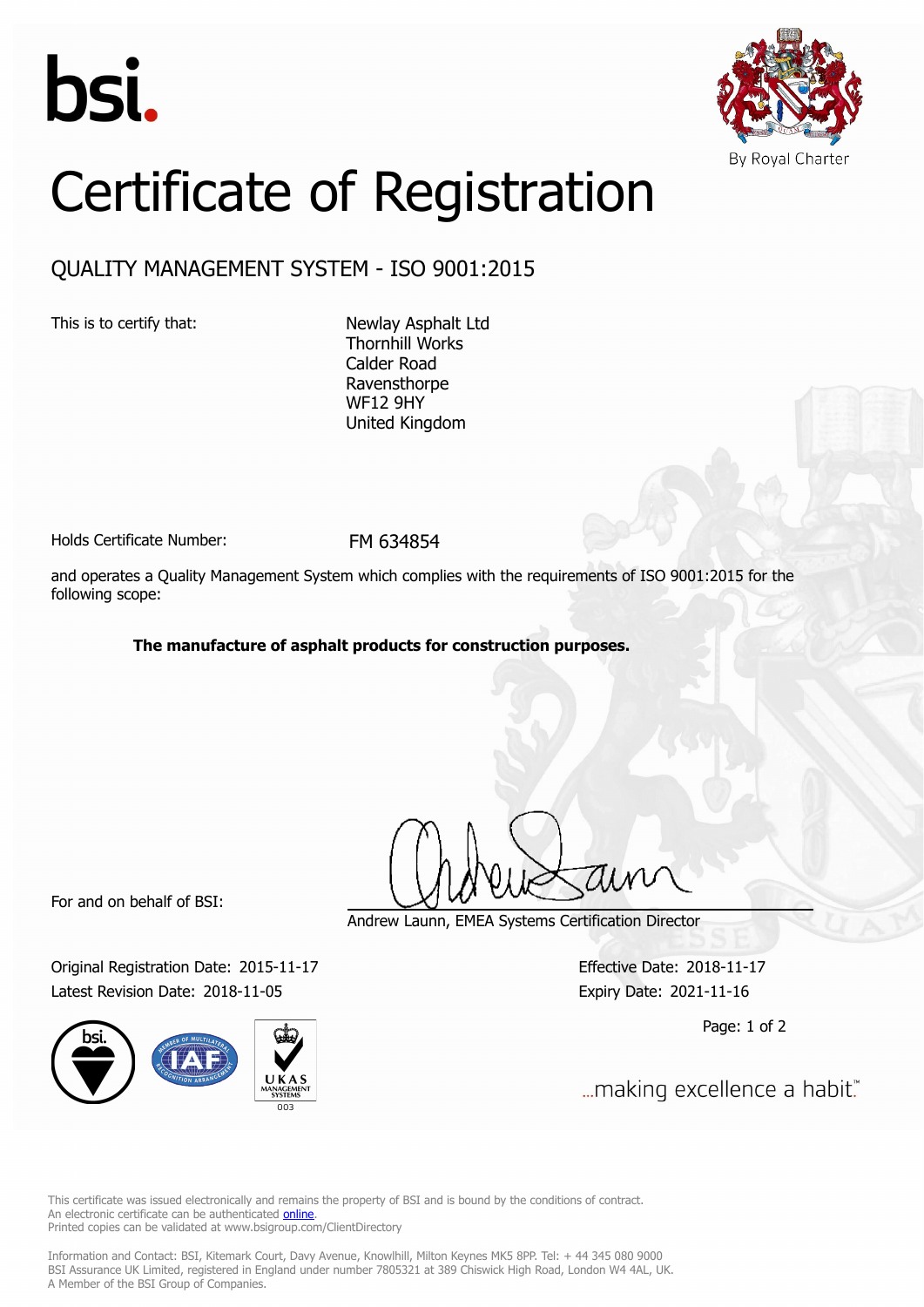bsi.

By Royal Charter

# Certificate of Registration

## QUALITY MANAGEMENT SYSTEM - ISO 9001:2015

This is to certify that:

Newlay Asphalt Ltd
Thornhill Works
Calder Road
Ravensthorpe
WF12 9HY
United Kingdom

Holds Certificate Number: FM 634854

and operates a Quality Management System which complies with the requirements of ISO 9001:2015 for the following scope:

**The manufacture of asphalt products for construction purposes.**

For and on behalf of BSI:

Andrew Launn, EMEA Systems Certification Director

Original Registration Date: 2015-11-17
Latest Revision Date: 2018-11-05

Effective Date: 2018-11-17
Expiry Date: 2021-11-16

UKAS MANAGEMENT SYSTEMS 003

...making excellence a habit.™

This certificate was issued electronically and remains the property of BSI and is bound by the conditions of contract.
An electronic certificate can be authenticated online.
Printed copies can be validated at www.bsigroup.com/ClientDirectory

Information and Contact: BSI, Kitemark Court, Davy Avenue, Knowlhill, Milton Keynes MK5 8PP. Tel: + 44 345 080 9000
BSI Assurance UK Limited, registered in England under number 7805321 at 389 Chiswick High Road, London W4 4AL, UK.
A Member of the BSI Group of Companies.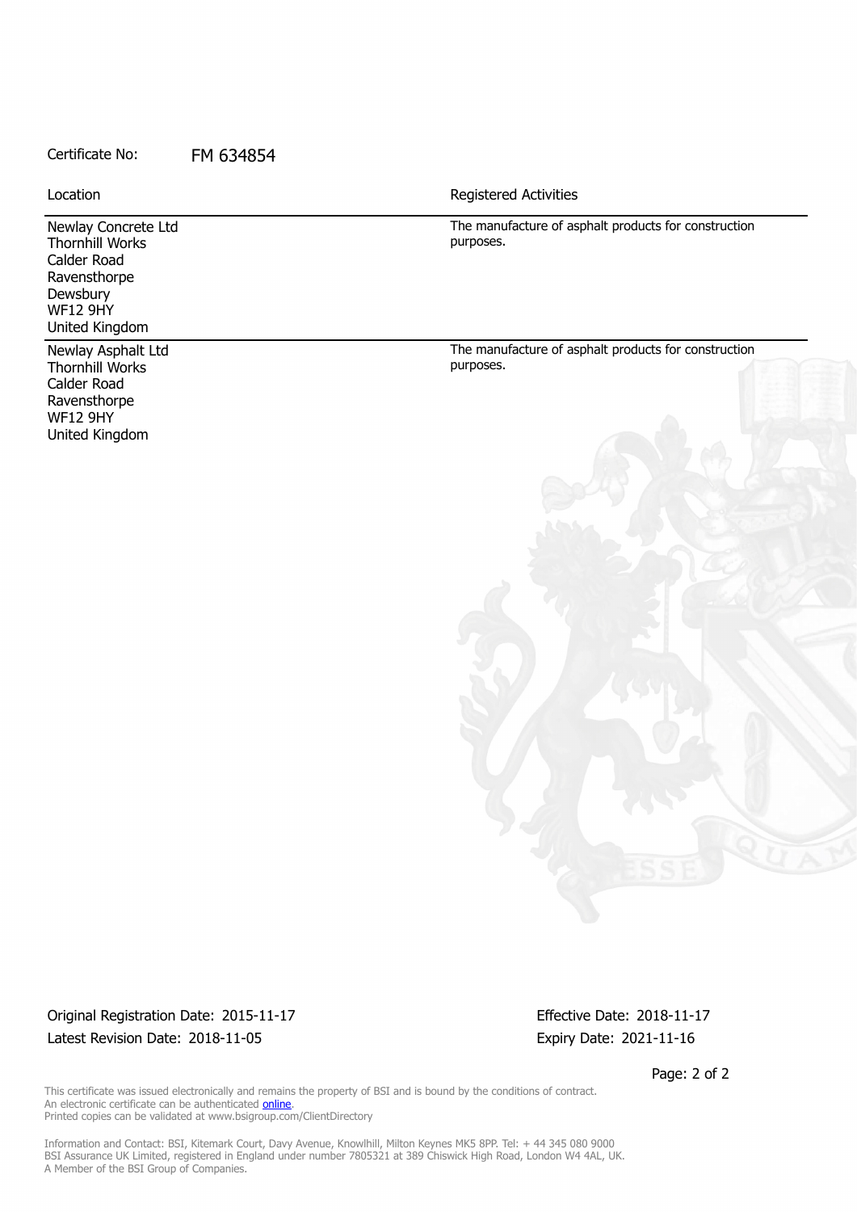Certificate No: FM 634854

| Location | Registered Activities |
| --- | --- |
| Newlay Concrete Ltd<br>Thornhill Works<br>Calder Road<br>Ravensthorpe<br>Dewsbury<br>WF12 9HY<br>United Kingdom | The manufacture of asphalt products for construction purposes. |
| Newlay Asphalt Ltd<br>Thornhill Works<br>Calder Road<br>Ravensthorpe<br>WF12 9HY<br>United Kingdom | The manufacture of asphalt products for construction purposes. |

Original Registration Date: 2015-11-17

Latest Revision Date: 2018-11-05

Effective Date: 2018-11-17

Expiry Date: 2021-11-16

This certificate was issued electronically and remains the property of BSI and is bound by the conditions of contract.
An electronic certificate can be authenticated online.
Printed copies can be validated at www.bsigroup.com/ClientDirectory

Information and Contact: BSI, Kitemark Court, Davy Avenue, Knowlhill, Milton Keynes MK5 8PP. Tel: + 44 345 080 9000
BSI Assurance UK Limited, registered in England under number 7805321 at 389 Chiswick High Road, London W4 4AL, UK.
A Member of the BSI Group of Companies.